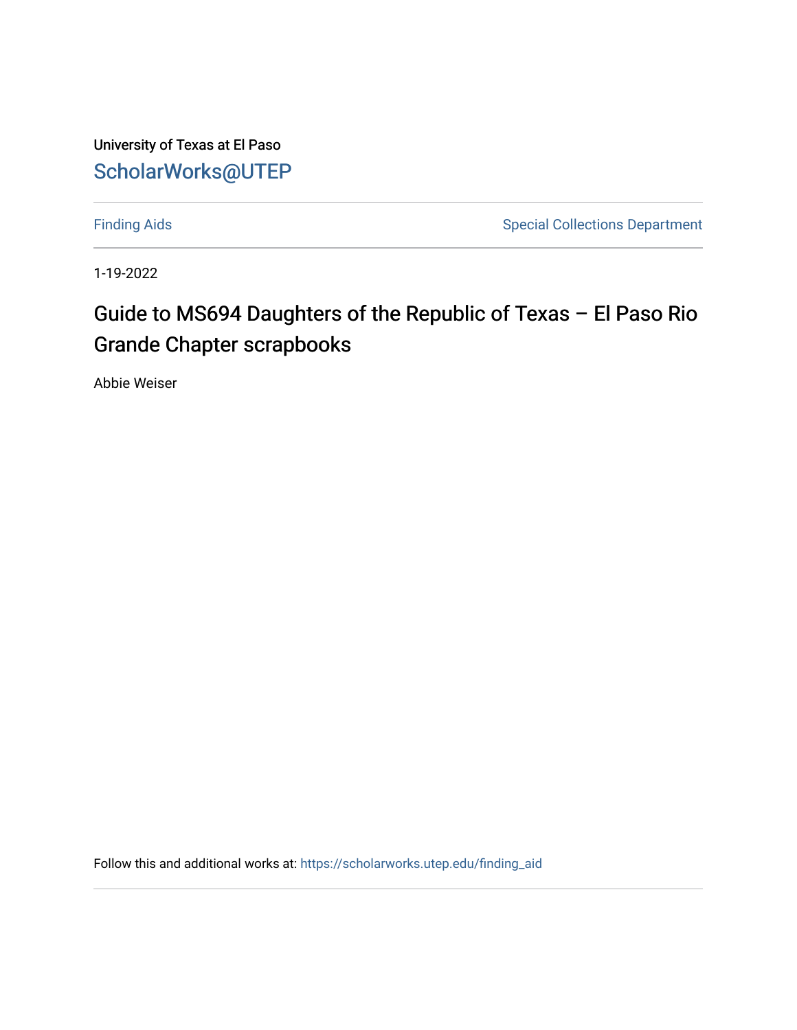University of Texas at El Paso

ScholarWorks@UTEP

Finding Aids

Special Collections Department

1-19-2022

# Guide to MS694 Daughters of the Republic of Texas – El Paso Rio Grande Chapter scrapbooks

Abbie Weiser

Follow this and additional works at: https://scholarworks.utep.edu/finding_aid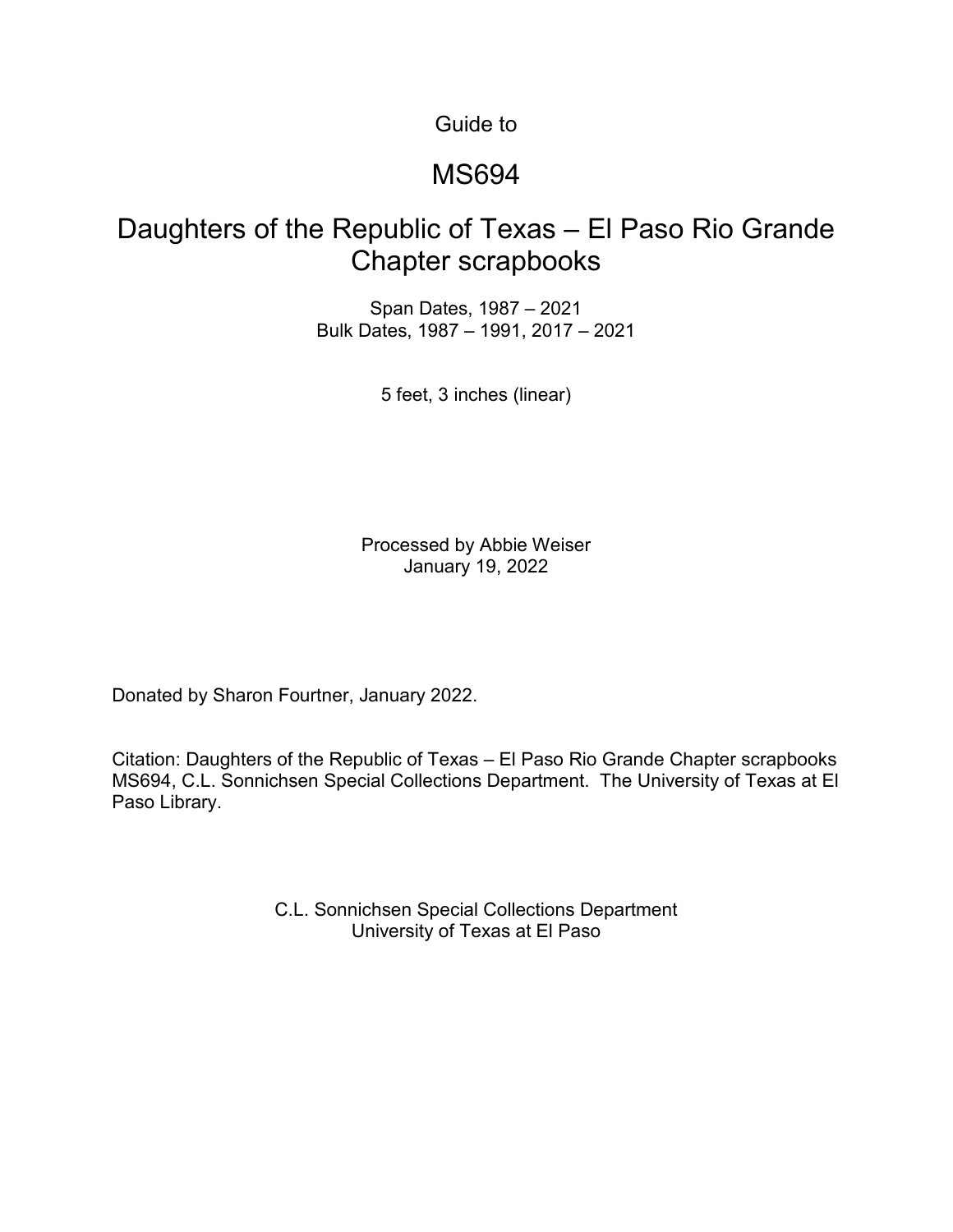Guide to

# MS694

## Daughters of the Republic of Texas – El Paso Rio Grande Chapter scrapbooks

Span Dates, 1987 – 2021
Bulk Dates, 1987 – 1991, 2017 – 2021

5 feet, 3 inches (linear)

Processed by Abbie Weiser
January 19, 2022

Donated by Sharon Fourtner, January 2022.

Citation: Daughters of the Republic of Texas – El Paso Rio Grande Chapter scrapbooks MS694, C.L. Sonnichsen Special Collections Department. The University of Texas at El Paso Library.

C.L. Sonnichsen Special Collections Department
University of Texas at El Paso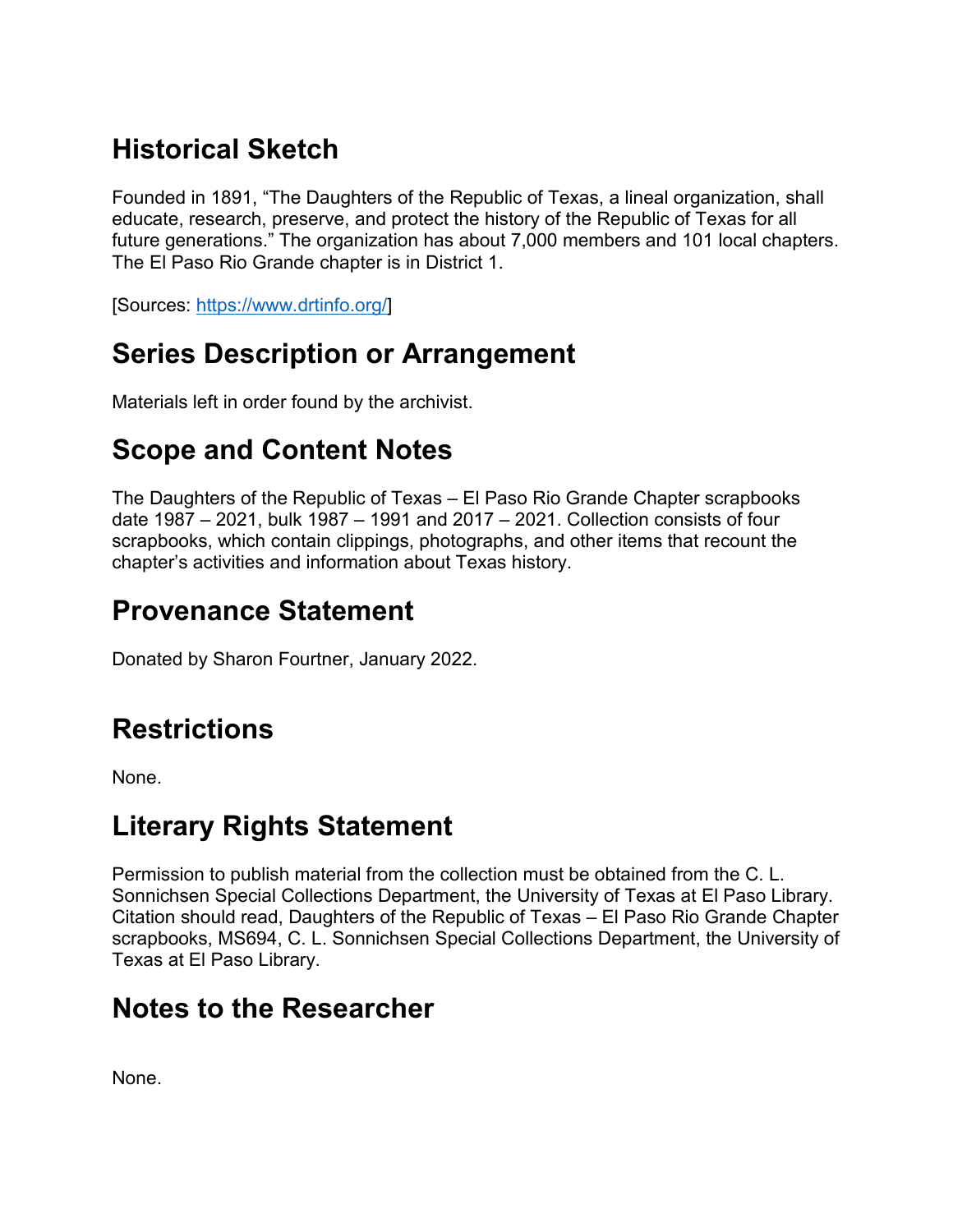## Historical Sketch

Founded in 1891, "The Daughters of the Republic of Texas, a lineal organization, shall educate, research, preserve, and protect the history of the Republic of Texas for all future generations." The organization has about 7,000 members and 101 local chapters. The El Paso Rio Grande chapter is in District 1.

[Sources: https://www.drtinfo.org/]

## Series Description or Arrangement

Materials left in order found by the archivist.

## Scope and Content Notes

The Daughters of the Republic of Texas – El Paso Rio Grande Chapter scrapbooks date 1987 – 2021, bulk 1987 – 1991 and 2017 – 2021. Collection consists of four scrapbooks, which contain clippings, photographs, and other items that recount the chapter's activities and information about Texas history.

## Provenance Statement

Donated by Sharon Fourtner, January 2022.

## Restrictions

None.

## Literary Rights Statement

Permission to publish material from the collection must be obtained from the C. L. Sonnichsen Special Collections Department, the University of Texas at El Paso Library. Citation should read, Daughters of the Republic of Texas – El Paso Rio Grande Chapter scrapbooks, MS694, C. L. Sonnichsen Special Collections Department, the University of Texas at El Paso Library.

## Notes to the Researcher

None.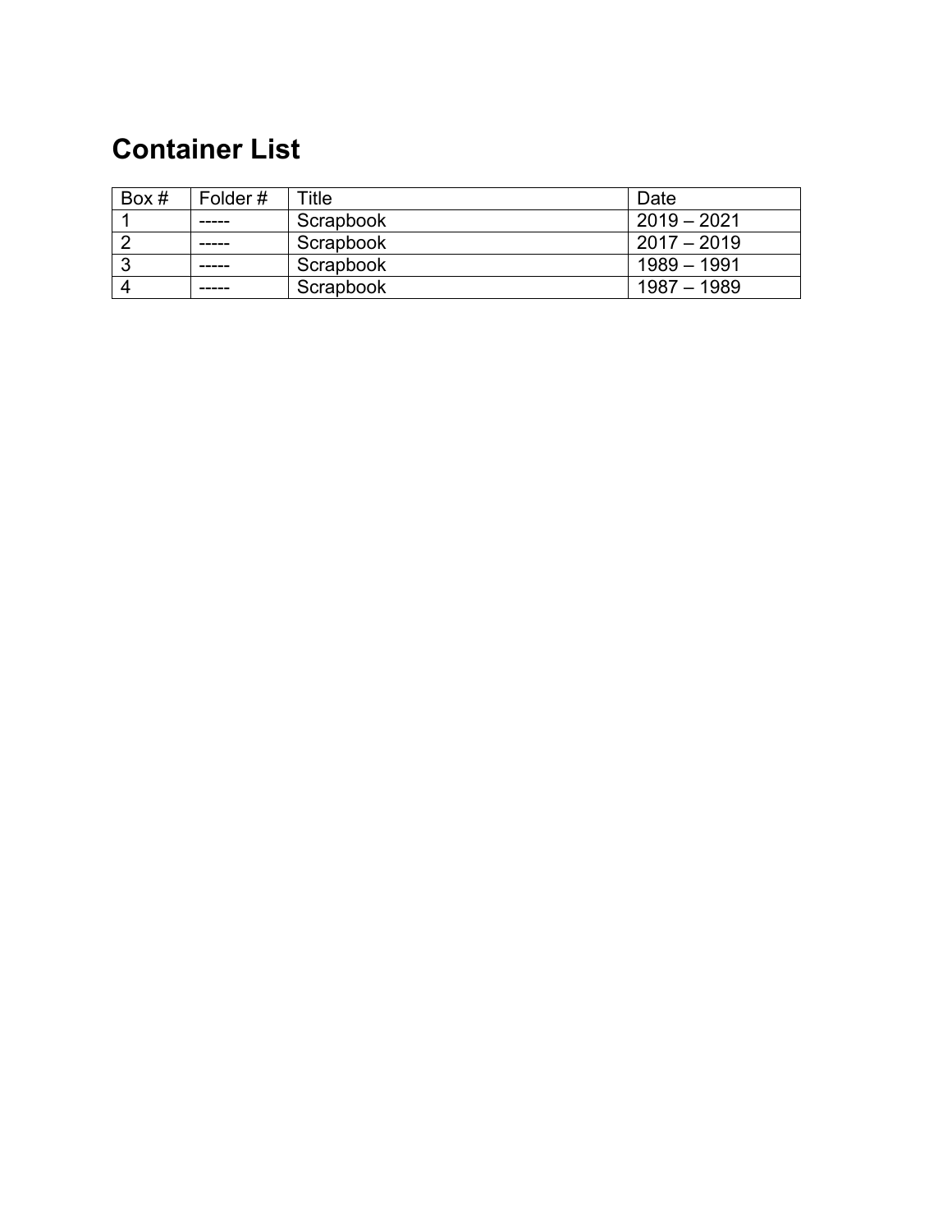## Container List

| Box # | Folder # | Title | Date |
| --- | --- | --- | --- |
| 1 | ----- | Scrapbook | 2019 – 2021 |
| 2 | ----- | Scrapbook | 2017 – 2019 |
| 3 | ----- | Scrapbook | 1989 – 1991 |
| 4 | ----- | Scrapbook | 1987 – 1989 |